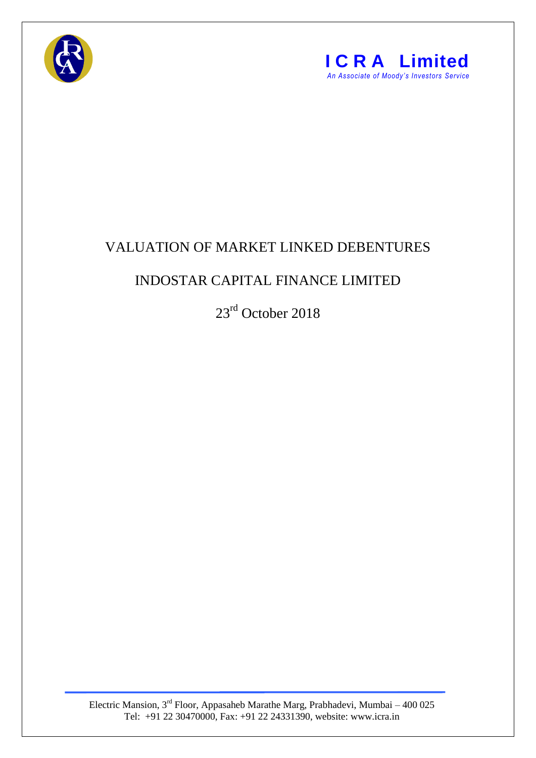**ICRA Limited**
*An Associate of Moody's Investors Service*

# VALUATION OF MARKET LINKED DEBENTURES

## INDOSTAR CAPITAL FINANCE LIMITED

23rd October 2018

Electric Mansion, 3rd Floor, Appasaheb Marathe Marg, Prabhadevi, Mumbai – 400 025
Tel: +91 22 30470000, Fax: +91 22 24331390, website: www.icra.in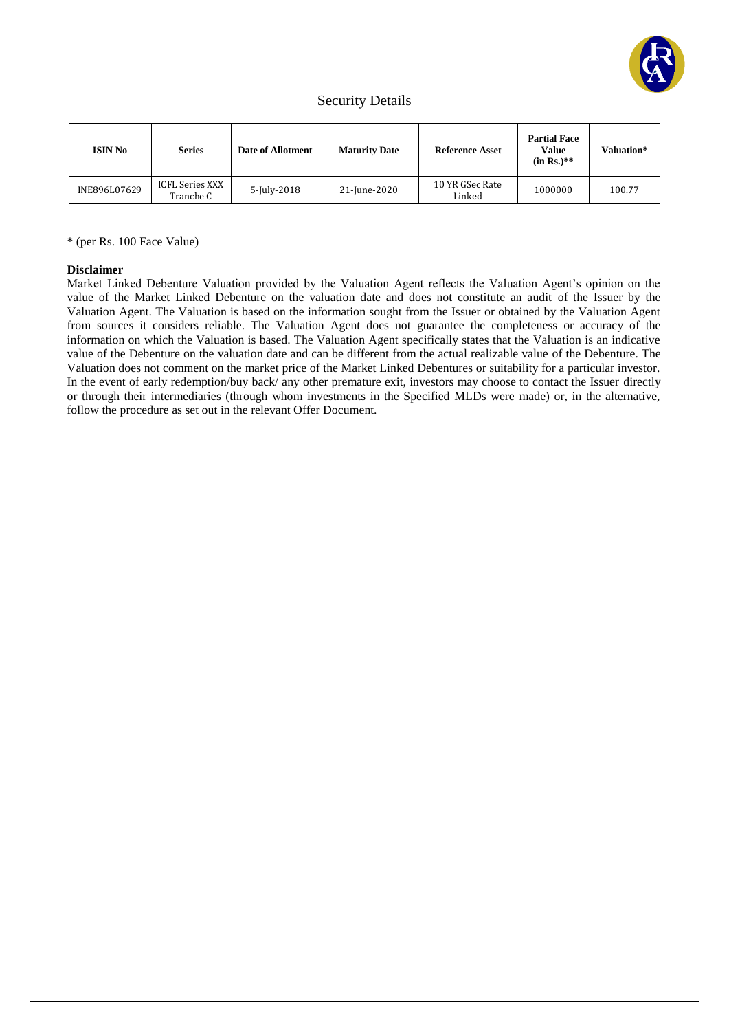## Security Details

| ISIN No | Series | Date of Allotment | Maturity Date | Reference Asset | Partial Face Value (in Rs.)** | Valuation* |
|---|---|---|---|---|---|---|
| INE896L07629 | ICFL Series XXX Tranche C | 5-July-2018 | 21-June-2020 | 10 YR GSec Rate Linked | 1000000 | 100.77 |

* (per Rs. 100 Face Value)

**Disclaimer**

Market Linked Debenture Valuation provided by the Valuation Agent reflects the Valuation Agent's opinion on the value of the Market Linked Debenture on the valuation date and does not constitute an audit of the Issuer by the Valuation Agent. The Valuation is based on the information sought from the Issuer or obtained by the Valuation Agent from sources it considers reliable. The Valuation Agent does not guarantee the completeness or accuracy of the information on which the Valuation is based. The Valuation Agent specifically states that the Valuation is an indicative value of the Debenture on the valuation date and can be different from the actual realizable value of the Debenture. The Valuation does not comment on the market price of the Market Linked Debentures or suitability for a particular investor. In the event of early redemption/buy back/ any other premature exit, investors may choose to contact the Issuer directly or through their intermediaries (through whom investments in the Specified MLDs were made) or, in the alternative, follow the procedure as set out in the relevant Offer Document.